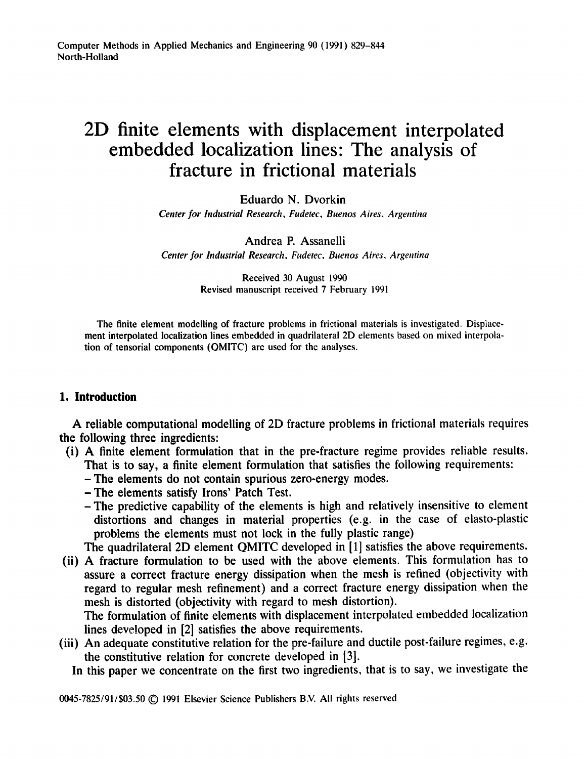# 2D finite elements with displacement interpolated embedded localization lines: The analysis of fracture in frictional materials

Eduardo N. Dvorkin

*Center for Industrial Research, Fudetec, Buenos Aires, Argentina*

Andrea P. Assanelli

*Center for Industrial Research, Fudetec, Buenos Aires, Argentina*

Received 30 August 1990
Revised manuscript received 7 February 1991

The finite element modelling of fracture problems in frictional materials is investigated. Displacement interpolated localization lines embedded in quadrilateral 2D elements based on mixed interpolation of tensorial components (QMITC) are used for the analyses.

## 1. Introduction

A reliable computational modelling of 2D fracture problems in frictional materials requires the following three ingredients:

(i) A finite element formulation that in the pre-fracture regime provides reliable results. That is to say, a finite element formulation that satisfies the following requirements:
   - The elements do not contain spurious zero-energy modes.
   - The elements satisfy Irons' Patch Test.
   - The predictive capability of the elements is high and relatively insensitive to element distortions and changes in material properties (e.g. in the case of elasto-plastic problems the elements must not lock in the fully plastic range)

   The quadrilateral 2D element QMITC developed in [1] satisfies the above requirements.

(ii) A fracture formulation to be used with the above elements. This formulation has to assure a correct fracture energy dissipation when the mesh is refined (objectivity with regard to regular mesh refinement) and a correct fracture energy dissipation when the mesh is distorted (objectivity with regard to mesh distortion).

   The formulation of finite elements with displacement interpolated embedded localization lines developed in [2] satisfies the above requirements.

(iii) An adequate constitutive relation for the pre-failure and ductile post-failure regimes, e.g. the constitutive relation for concrete developed in [3].

In this paper we concentrate on the first two ingredients, that is to say, we investigate the

0045-7825/91/$03.50 © 1991 Elsevier Science Publishers B.V. All rights reserved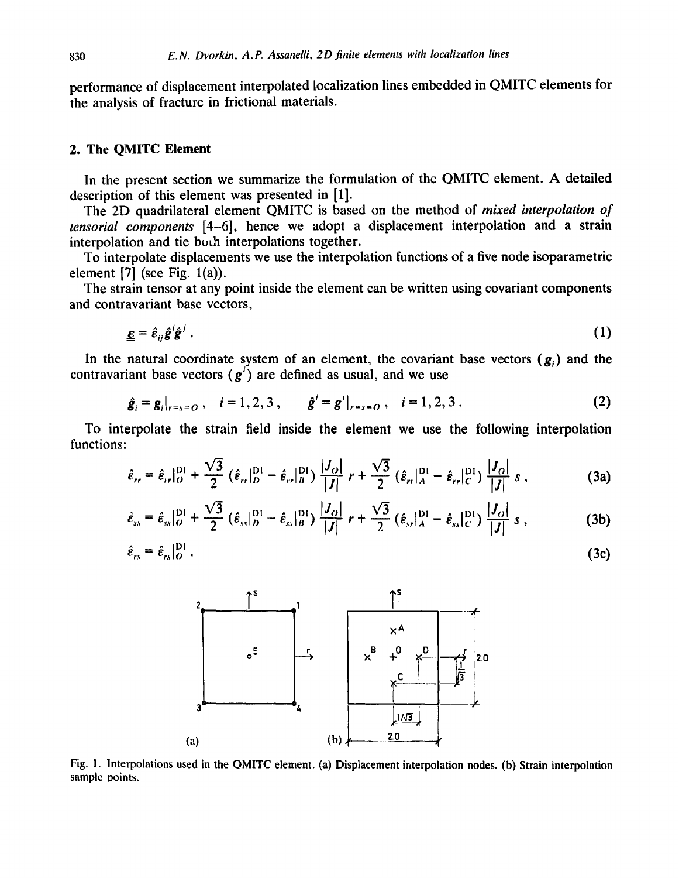performance of displacement interpolated localization lines embedded in QMITC elements for the analysis of fracture in frictional materials.

## 2. The QMITC Element

In the present section we summarize the formulation of the QMITC element. A detailed description of this element was presented in [1].

The 2D quadrilateral element QMITC is based on the method of *mixed interpolation of tensorial components* [4–6], hence we adopt a displacement interpolation and a strain interpolation and tie both interpolations together.

To interpolate displacements we use the interpolation functions of a five node isoparametric element [7] (see Fig. 1(a)).

The strain tensor at any point inside the element can be written using covariant components and contravariant base vectors,

$$\underline{\underline{\varepsilon}} = \hat{\varepsilon}_{ij}\hat{g}^i\hat{g}^j . \tag{1}$$

In the natural coordinate system of an element, the covariant base vectors ($g_i$) and the contravariant base vectors ($g^i$) are defined as usual, and we use

$$\hat{g}_i = g_i|_{r=s=O} , \quad i = 1,2,3 , \qquad \hat{g}^i = g^i|_{r=s=O} , \quad i = 1,2,3 . \tag{2}$$

To interpolate the strain field inside the element we use the following interpolation functions:

$$\hat{\varepsilon}_{rr} = \hat{\varepsilon}_{rr}|_O^{\mathrm{DI}} + \frac{\sqrt{3}}{2}\left(\hat{\varepsilon}_{rr}|_D^{\mathrm{DI}} - \hat{\varepsilon}_{rr}|_B^{\mathrm{DI}}\right)\frac{|J_O|}{|J|}\, r + \frac{\sqrt{3}}{2}\left(\hat{\varepsilon}_{rr}|_A^{\mathrm{DI}} - \hat{\varepsilon}_{rr}|_C^{\mathrm{DI}}\right)\frac{|J_O|}{|J|}\, s , \tag{3a}$$

$$\hat{\varepsilon}_{ss} = \hat{\varepsilon}_{ss}|_O^{\mathrm{DI}} + \frac{\sqrt{3}}{2}\left(\hat{\varepsilon}_{ss}|_D^{\mathrm{DI}} - \hat{\varepsilon}_{ss}|_B^{\mathrm{DI}}\right)\frac{|J_O|}{|J|}\, r + \frac{\sqrt{3}}{2}\left(\hat{\varepsilon}_{ss}|_A^{\mathrm{DI}} - \hat{\varepsilon}_{ss}|_C^{\mathrm{DI}}\right)\frac{|J_O|}{|J|}\, s , \tag{3b}$$

$$\hat{\varepsilon}_{rs} = \hat{\varepsilon}_{rs}|_O^{\mathrm{DI}} . \tag{3c}$$

Fig. 1. Interpolations used in the QMITC element. (a) Displacement interpolation nodes. (b) Strain interpolation sample points.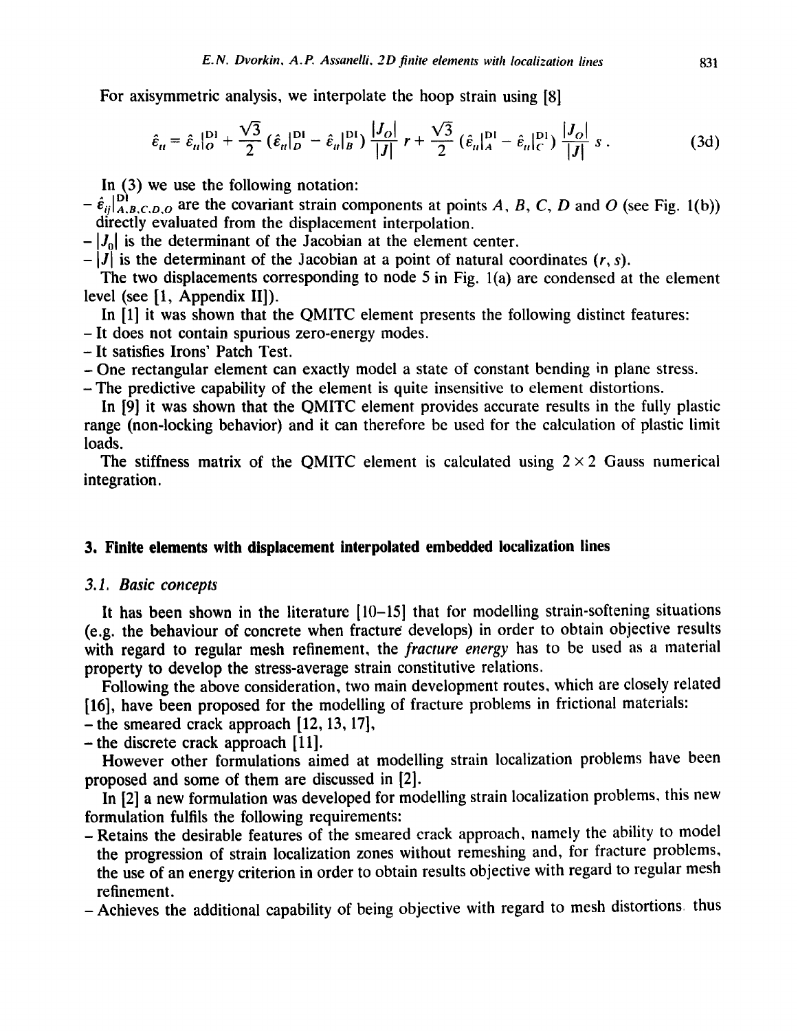For axisymmetric analysis, we interpolate the hoop strain using [8]

$$\hat{\varepsilon}_{tt} = \hat{\varepsilon}_{tt}|_O^{\mathrm{DI}} + \frac{\sqrt{3}}{2}\left(\hat{\varepsilon}_{tt}|_D^{\mathrm{DI}} - \hat{\varepsilon}_{tt}|_B^{\mathrm{DI}}\right)\frac{|J_O|}{|J|}\, r + \frac{\sqrt{3}}{2}\left(\hat{\varepsilon}_{tt}|_A^{\mathrm{DI}} - \hat{\varepsilon}_{tt}|_C^{\mathrm{DI}}\right)\frac{|J_O|}{|J|}\, s \,. \tag{3d}$$

In (3) we use the following notation:

- $\hat{\varepsilon}_{ij}|_{A,B,C,D,O}^{\mathrm{DI}}$ are the covariant strain components at points $A$, $B$, $C$, $D$ and $O$ (see Fig. 1(b)) directly evaluated from the displacement interpolation.
- $|J_0|$ is the determinant of the Jacobian at the element center.
- $|J|$ is the determinant of the Jacobian at a point of natural coordinates $(r, s)$.

The two displacements corresponding to node 5 in Fig. 1(a) are condensed at the element level (see [1, Appendix II]).

In [1] it was shown that the QMITC element presents the following distinct features:

- It does not contain spurious zero-energy modes.
- It satisfies Irons' Patch Test.
- One rectangular element can exactly model a state of constant bending in plane stress.
- The predictive capability of the element is quite insensitive to element distortions.

In [9] it was shown that the QMITC element provides accurate results in the fully plastic range (non-locking behavior) and it can therefore be used for the calculation of plastic limit loads.

The stiffness matrix of the QMITC element is calculated using $2 \times 2$ Gauss numerical integration.

## 3. Finite elements with displacement interpolated embedded localization lines

### 3.1. Basic concepts

It has been shown in the literature [10–15] that for modelling strain-softening situations (e.g. the behaviour of concrete when fracture develops) in order to obtain objective results with regard to regular mesh refinement, the *fracture energy* has to be used as a material property to develop the stress-average strain constitutive relations.

Following the above consideration, two main development routes, which are closely related [16], have been proposed for the modelling of fracture problems in frictional materials:

- the smeared crack approach [12, 13, 17],
- the discrete crack approach [11].

However other formulations aimed at modelling strain localization problems have been proposed and some of them are discussed in [2].

In [2] a new formulation was developed for modelling strain localization problems, this new formulation fulfils the following requirements:

- Retains the desirable features of the smeared crack approach, namely the ability to model the progression of strain localization zones without remeshing and, for fracture problems, the use of an energy criterion in order to obtain results objective with regard to regular mesh refinement.
- Achieves the additional capability of being objective with regard to mesh distortions thus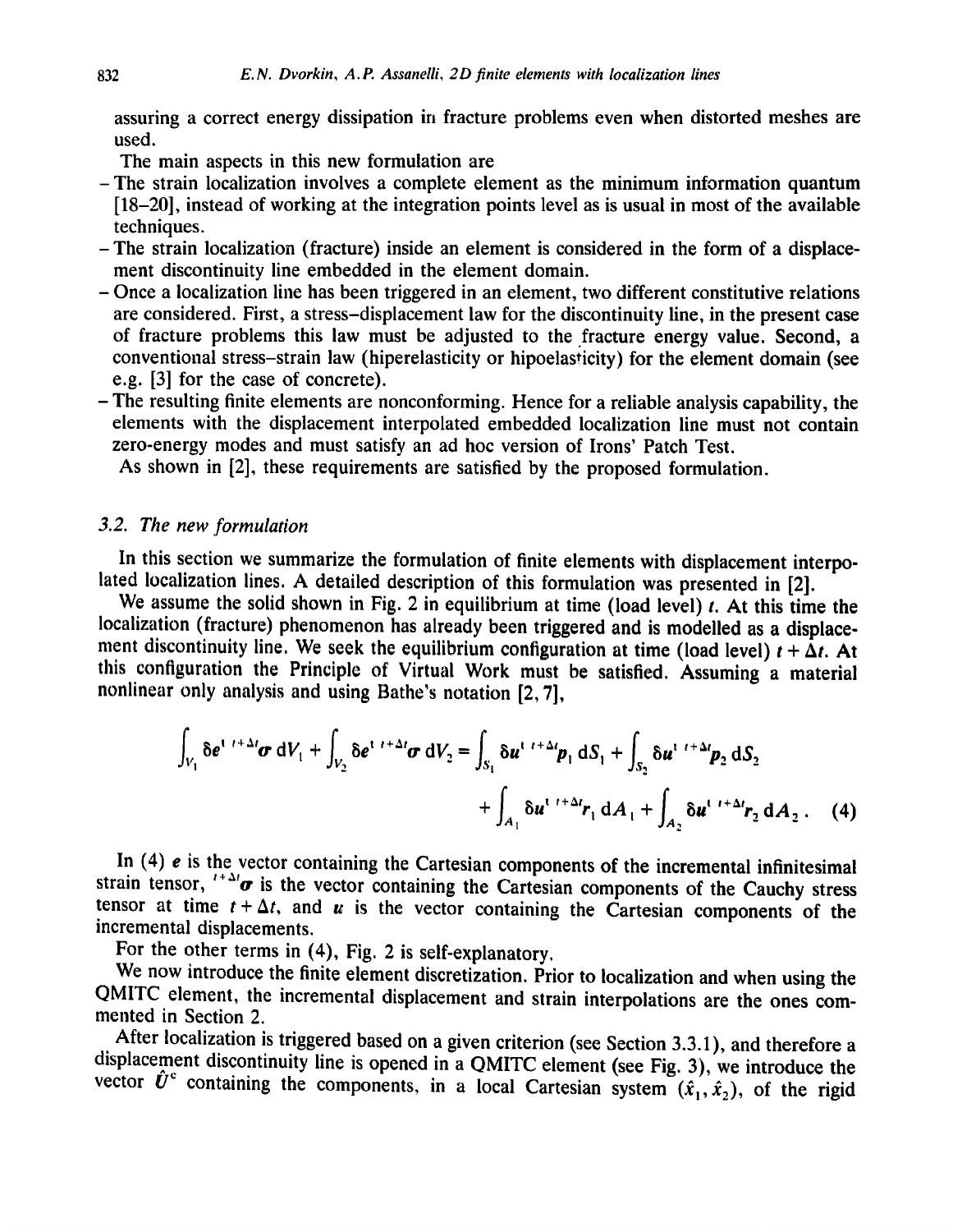assuring a correct energy dissipation in fracture problems even when distorted meshes are used.

The main aspects in this new formulation are

- The strain localization involves a complete element as the minimum information quantum [18–20], instead of working at the integration points level as is usual in most of the available techniques.
- The strain localization (fracture) inside an element is considered in the form of a displacement discontinuity line embedded in the element domain.
- Once a localization line has been triggered in an element, two different constitutive relations are considered. First, a stress–displacement law for the discontinuity line, in the present case of fracture problems this law must be adjusted to the fracture energy value. Second, a conventional stress–strain law (hiperelasticity or hipoelasticity) for the element domain (see e.g. [3] for the case of concrete).
- The resulting finite elements are nonconforming. Hence for a reliable analysis capability, the elements with the displacement interpolated embedded localization line must not contain zero-energy modes and must satisfy an ad hoc version of Irons' Patch Test.

As shown in [2], these requirements are satisfied by the proposed formulation.

### 3.2. The new formulation

In this section we summarize the formulation of finite elements with displacement interpolated localization lines. A detailed description of this formulation was presented in [2].

We assume the solid shown in Fig. 2 in equilibrium at time (load level) $t$. At this time the localization (fracture) phenomenon has already been triggered and is modelled as a displacement discontinuity line. We seek the equilibrium configuration at time (load level) $t + \Delta t$. At this configuration the Principle of Virtual Work must be satisfied. Assuming a material nonlinear only analysis and using Bathe's notation [2, 7],

$$\int_{V_1} \delta \boldsymbol{e}^{\mathrm{t}\ t+\Delta t}\boldsymbol{\sigma}\, \mathrm{d}V_1 + \int_{V_2} \delta \boldsymbol{e}^{\mathrm{t}\ t+\Delta t}\boldsymbol{\sigma}\, \mathrm{d}V_2 = \int_{S_1} \delta \boldsymbol{u}^{\mathrm{t}\ t+\Delta t}\boldsymbol{p}_1\, \mathrm{d}S_1 + \int_{S_2} \delta \boldsymbol{u}^{\mathrm{t}\ t+\Delta t}\boldsymbol{p}_2\, \mathrm{d}S_2 + \int_{A_1} \delta \boldsymbol{u}^{\mathrm{t}\ t+\Delta t}\boldsymbol{r}_1\, \mathrm{d}A_1 + \int_{A_2} \delta \boldsymbol{u}^{\mathrm{t}\ t+\Delta t}\boldsymbol{r}_2\, \mathrm{d}A_2 \,. \quad (4)$$

In (4) $\boldsymbol{e}$ is the vector containing the Cartesian components of the incremental infinitesimal strain tensor, ${}^{t+\Delta t}\boldsymbol{\sigma}$ is the vector containing the Cartesian components of the Cauchy stress tensor at time $t + \Delta t$, and $\boldsymbol{u}$ is the vector containing the Cartesian components of the incremental displacements.

For the other terms in (4), Fig. 2 is self-explanatory.

We now introduce the finite element discretization. Prior to localization and when using the QMITC element, the incremental displacement and strain interpolations are the ones commented in Section 2.

After localization is triggered based on a given criterion (see Section 3.3.1), and therefore a displacement discontinuity line is opened in a QMITC element (see Fig. 3), we introduce the vector $\hat{\boldsymbol{U}}^{\mathrm{c}}$ containing the components, in a local Cartesian system $(\hat{x}_1, \hat{x}_2)$, of the rigid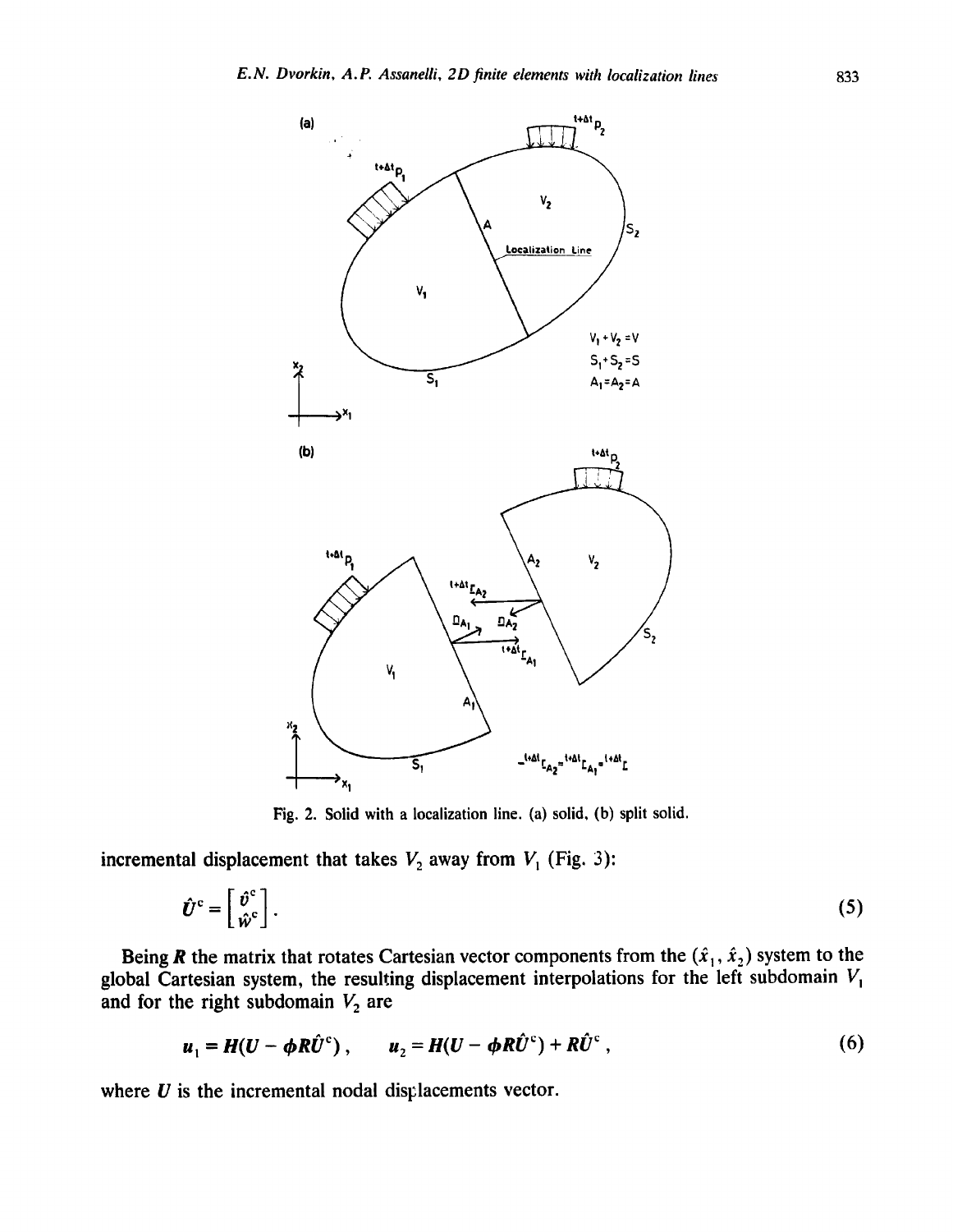Fig. 2. Solid with a localization line. (a) solid, (b) split solid.

incremental displacement that takes $V_2$ away from $V_1$ (Fig. 3):

$$\hat{U}^{c} = \begin{bmatrix} \hat{v}^{c} \\ \hat{w}^{c} \end{bmatrix}. \tag{5}$$

Being $R$ the matrix that rotates Cartesian vector components from the $(\hat{x}_1, \hat{x}_2)$ system to the global Cartesian system, the resulting displacement interpolations for the left subdomain $V_1$ and for the right subdomain $V_2$ are

$$u_1 = H(U - \phi R\hat{U}^{c}), \qquad u_2 = H(U - \phi R\hat{U}^{c}) + R\hat{U}^{c}, \tag{6}$$

where $U$ is the incremental nodal displacements vector.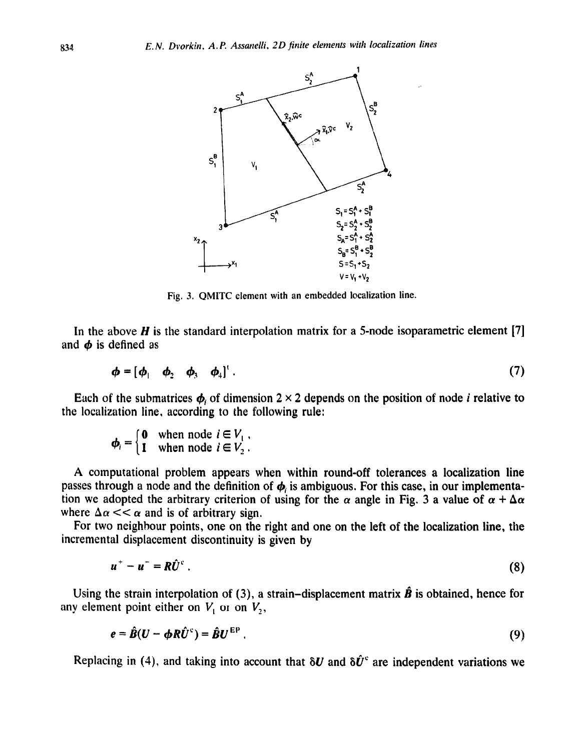Fig. 3. QMITC element with an embedded localization line.

In the above $\boldsymbol{H}$ is the standard interpolation matrix for a 5-node isoparametric element [7] and $\boldsymbol{\phi}$ is defined as

$$\boldsymbol{\phi} = [\boldsymbol{\phi}_1 \quad \boldsymbol{\phi}_2 \quad \boldsymbol{\phi}_3 \quad \boldsymbol{\phi}_4]^t . \tag{7}$$

Each of the submatrices $\boldsymbol{\phi}_i$ of dimension $2 \times 2$ depends on the position of node $i$ relative to the localization line, according to the following rule:

$$\boldsymbol{\phi}_i = \begin{cases} \mathbf{0} & \text{when node } i \in V_1 , \\ \mathbf{I} & \text{when node } i \in V_2 . \end{cases}$$

A computational problem appears when within round-off tolerances a localization line passes through a node and the definition of $\boldsymbol{\phi}_i$ is ambiguous. For this case, in our implementation we adopted the arbitrary criterion of using for the $\alpha$ angle in Fig. 3 a value of $\alpha + \Delta\alpha$ where $\Delta\alpha << \alpha$ and is of arbitrary sign.

For two neighbour points, one on the right and one on the left of the localization line, the incremental displacement discontinuity is given by

$$\boldsymbol{u}^+ - \boldsymbol{u}^- = \boldsymbol{R}\hat{\boldsymbol{U}}^c . \tag{8}$$

Using the strain interpolation of (3), a strain–displacement matrix $\hat{\boldsymbol{B}}$ is obtained, hence for any element point either on $V_1$ or on $V_2$,

$$\boldsymbol{e} = \hat{\boldsymbol{B}}(\boldsymbol{U} - \boldsymbol{\phi}\boldsymbol{R}\hat{\boldsymbol{U}}^c) = \hat{\boldsymbol{B}}\boldsymbol{U}^{\text{EP}} . \tag{9}$$

Replacing in (4), and taking into account that $\delta\boldsymbol{U}$ and $\delta\hat{\boldsymbol{U}}^c$ are independent variations we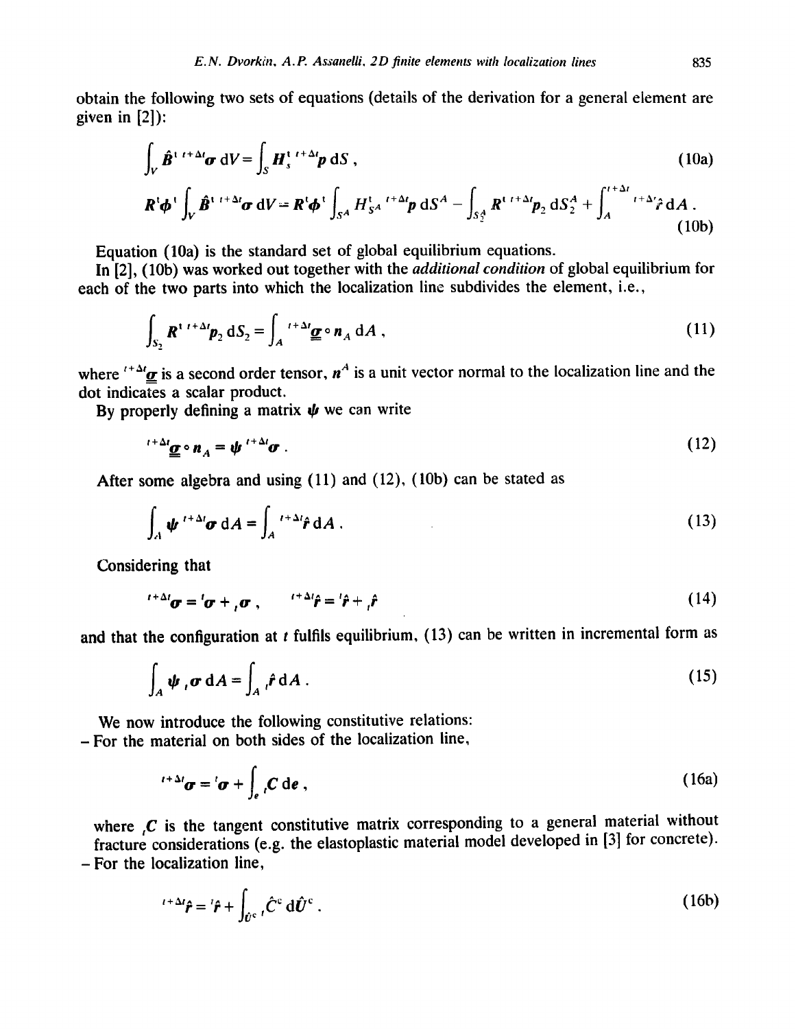obtain the following two sets of equations (details of the derivation for a general element are given in [2]):

$$\int_V \hat{\boldsymbol{B}}^{\mathrm{t}\ t+\Delta t}\boldsymbol{\sigma}\,\mathrm{d}V = \int_S \boldsymbol{H}_s^{\mathrm{t}\ t+\Delta t}\boldsymbol{p}\,\mathrm{d}S\,, \tag{10a}$$

$$\boldsymbol{R}^{\mathrm{t}}\boldsymbol{\phi}^{\mathrm{t}}\int_V \hat{\boldsymbol{B}}^{\mathrm{t}\ t+\Delta t}\boldsymbol{\sigma}\,\mathrm{d}V = \boldsymbol{R}^{\mathrm{t}}\boldsymbol{\phi}^{\mathrm{t}}\int_{S^A} H_{S^A}^{\mathrm{t}\ t+\Delta t}\boldsymbol{p}\,\mathrm{d}S^A - \int_{S_2^A}\boldsymbol{R}^{\mathrm{t}\ t+\Delta t}\boldsymbol{p}_2\,\mathrm{d}S_2^A + \int_A^{t+\Delta t}{}^{t+\Delta t}\hat{\boldsymbol{r}}\,\mathrm{d}A\,. \tag{10b}$$

Equation (10a) is the standard set of global equilibrium equations.

In [2], (10b) was worked out together with the *additional condition* of global equilibrium for each of the two parts into which the localization line subdivides the element, i.e.,

$$\int_{S_2}\boldsymbol{R}^{\mathrm{t}\ t+\Delta t}\boldsymbol{p}_2\,\mathrm{d}S_2 = \int_A {}^{t+\Delta t}\underline{\underline{\boldsymbol{\sigma}}}\circ\boldsymbol{n}_A\,\mathrm{d}A\,, \tag{11}$$

where ${}^{t+\Delta t}\underline{\underline{\boldsymbol{\sigma}}}$ is a second order tensor, $\boldsymbol{n}^A$ is a unit vector normal to the localization line and the dot indicates a scalar product.

By properly defining a matrix $\boldsymbol{\psi}$ we can write

$${}^{t+\Delta t}\underline{\underline{\boldsymbol{\sigma}}}\circ\boldsymbol{n}_A = \boldsymbol{\psi}\ {}^{t+\Delta t}\boldsymbol{\sigma}\,. \tag{12}$$

After some algebra and using (11) and (12), (10b) can be stated as

$$\int_A \boldsymbol{\psi}\ {}^{t+\Delta t}\boldsymbol{\sigma}\,\mathrm{d}A = \int_A {}^{t+\Delta t}\hat{\boldsymbol{r}}\,\mathrm{d}A\,. \tag{13}$$

Considering that

$${}^{t+\Delta t}\boldsymbol{\sigma} = {}^{t}\boldsymbol{\sigma} + {}_{t}\boldsymbol{\sigma}\,, \qquad {}^{t+\Delta t}\hat{\boldsymbol{r}} = {}^{t}\hat{\boldsymbol{r}} + {}_{t}\hat{\boldsymbol{r}} \tag{14}$$

and that the configuration at $t$ fulfils equilibrium, (13) can be written in incremental form as

$$\int_A \boldsymbol{\psi}\ {}_{t}\boldsymbol{\sigma}\,\mathrm{d}A = \int_A {}_{t}\hat{\boldsymbol{r}}\,\mathrm{d}A\,. \tag{15}$$

We now introduce the following constitutive relations:

- For the material on both sides of the localization line,

$${}^{t+\Delta t}\boldsymbol{\sigma} = {}^{t}\boldsymbol{\sigma} + \int_e {}_{t}\boldsymbol{C}\,\mathrm{d}\boldsymbol{e}\,, \tag{16a}$$

where ${}_{t}\boldsymbol{C}$ is the tangent constitutive matrix corresponding to a general material without fracture considerations (e.g. the elastoplastic material model developed in [3] for concrete).

- For the localization line,

$${}^{t+\Delta t}\hat{\boldsymbol{r}} = {}^{t}\hat{\boldsymbol{r}} + \int_{\hat{U}^{\mathrm{c}}} {}_{t}\hat{\boldsymbol{C}}^{\mathrm{c}}\,\mathrm{d}\hat{\boldsymbol{U}}^{\mathrm{c}}\,. \tag{16b}$$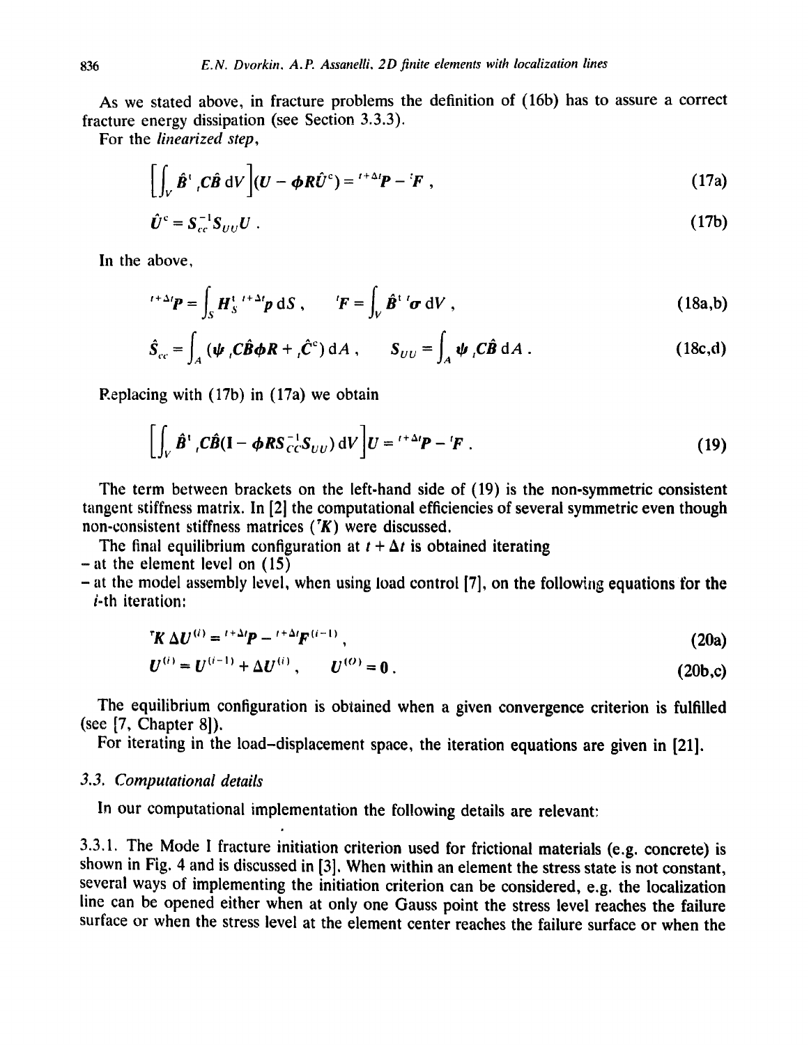As we stated above, in fracture problems the definition of (16b) has to assure a correct fracture energy dissipation (see Section 3.3.3).

For the *linearized step*,

$$\left[\int_V \hat{\boldsymbol{B}}^{\mathrm{t}}\, {}_t\boldsymbol{C}\hat{\boldsymbol{B}}\, \mathrm{d}V\right](\boldsymbol{U} - \boldsymbol{\phi}\boldsymbol{R}\hat{\boldsymbol{U}}^{\mathrm{c}}) = {}^{t+\Delta t}\boldsymbol{P} - {}^{t}\boldsymbol{F}\,, \tag{17a}$$

$$\hat{\boldsymbol{U}}^{\mathrm{c}} = \boldsymbol{S}_{cc}^{-1}\boldsymbol{S}_{UU}\boldsymbol{U}\,. \tag{17b}$$

In the above,

$${}^{t+\Delta t}\boldsymbol{P} = \int_S \boldsymbol{H}_S^{\mathrm{t}}\, {}^{t+\Delta t}\boldsymbol{p}\, \mathrm{d}S\,, \qquad {}^{t}\boldsymbol{F} = \int_V \hat{\boldsymbol{B}}^{\mathrm{t}}\, {}^{t}\boldsymbol{\sigma}\, \mathrm{d}V\,, \tag{18a,b}$$

$$\hat{\boldsymbol{S}}_{cc} = \int_A (\boldsymbol{\psi}\, {}_t\boldsymbol{C}\hat{\boldsymbol{B}}\boldsymbol{\phi}\boldsymbol{R} + {}_t\hat{\boldsymbol{C}}^{\mathrm{c}})\, \mathrm{d}A\,, \qquad \boldsymbol{S}_{UU} = \int_A \boldsymbol{\psi}\, {}_t\boldsymbol{C}\hat{\boldsymbol{B}}\, \mathrm{d}A\,. \tag{18c,d}$$

Replacing with (17b) in (17a) we obtain

$$\left[\int_V \hat{\boldsymbol{B}}^{\mathrm{t}}\, {}_t\boldsymbol{C}\hat{\boldsymbol{B}}(\mathbf{I} - \boldsymbol{\phi}\boldsymbol{R}\boldsymbol{S}_{CC}^{-1}\boldsymbol{S}_{UU})\, \mathrm{d}V\right]\boldsymbol{U} = {}^{t+\Delta t}\boldsymbol{P} - {}^{t}\boldsymbol{F}\,. \tag{19}$$

The term between brackets on the left-hand side of (19) is the non-symmetric consistent tangent stiffness matrix. In [2] the computational efficiencies of several symmetric even though non-consistent stiffness matrices (${}^{\tau}\boldsymbol{K}$) were discussed.

The final equilibrium configuration at $t + \Delta t$ is obtained iterating

- at the element level on (15)
- at the model assembly level, when using load control [7], on the following equations for the $i$-th iteration:

$${}^{\tau}\boldsymbol{K}\, \Delta\boldsymbol{U}^{(i)} = {}^{t+\Delta t}\boldsymbol{P} - {}^{t+\Delta t}\boldsymbol{F}^{(i-1)}\,, \tag{20a}$$

$$\boldsymbol{U}^{(i)} = \boldsymbol{U}^{(i-1)} + \Delta\boldsymbol{U}^{(i)}\,, \qquad \boldsymbol{U}^{(0)} = \boldsymbol{0}\,. \tag{20b,c}$$

The equilibrium configuration is obtained when a given convergence criterion is fulfilled (see [7, Chapter 8]).

For iterating in the load–displacement space, the iteration equations are given in [21].

### 3.3. Computational details

In our computational implementation the following details are relevant:

3.3.1. The Mode I fracture initiation criterion used for frictional materials (e.g. concrete) is shown in Fig. 4 and is discussed in [3]. When within an element the stress state is not constant, several ways of implementing the initiation criterion can be considered, e.g. the localization line can be opened either when at only one Gauss point the stress level reaches the failure surface or when the stress level at the element center reaches the failure surface or when the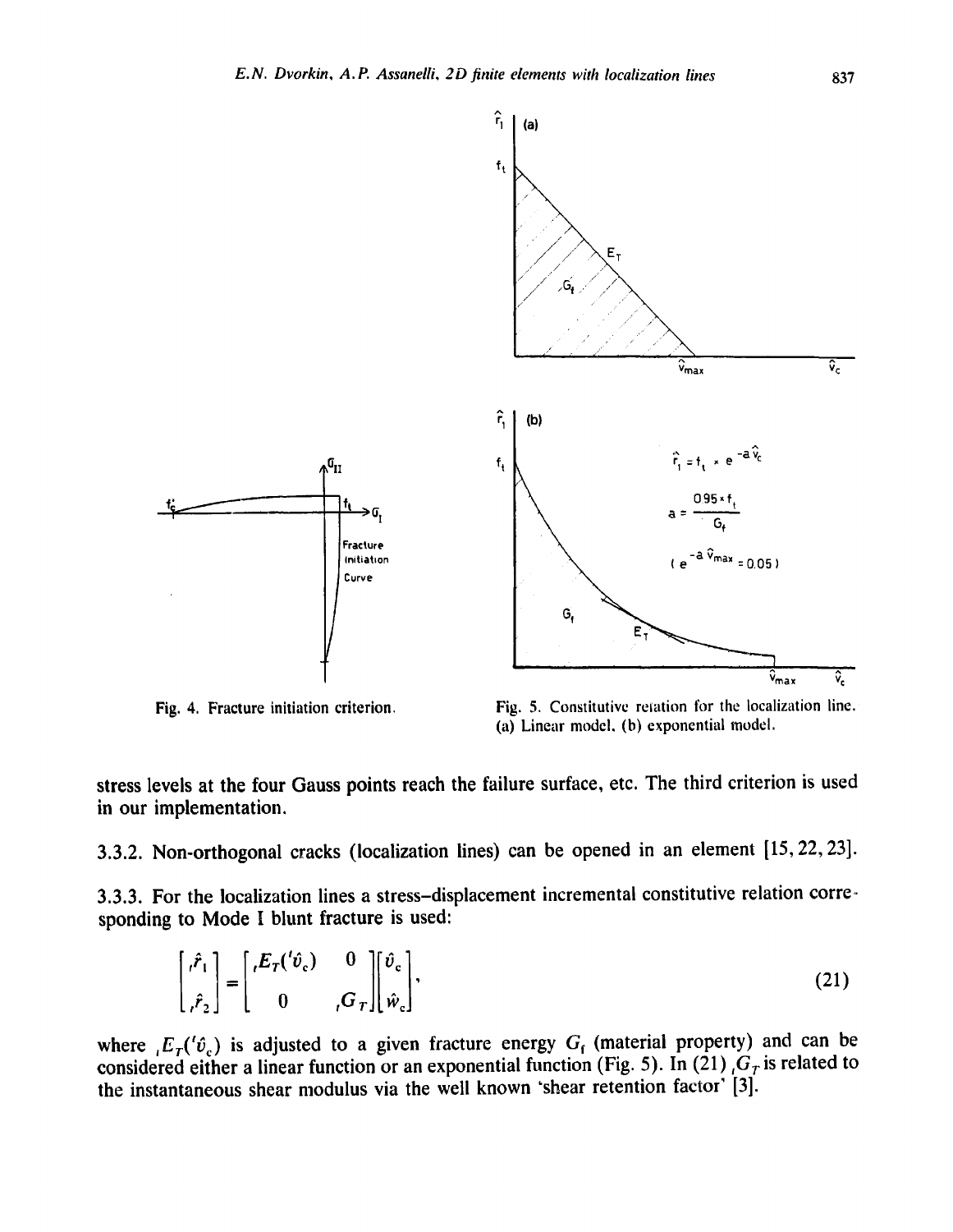Fig. 4. Fracture initiation criterion.

Fig. 5. Constitutive relation for the localization line. (a) Linear model, (b) exponential model.

stress levels at the four Gauss points reach the failure surface, etc. The third criterion is used in our implementation.

3.3.2. Non-orthogonal cracks (localization lines) can be opened in an element [15, 22, 23].

3.3.3. For the localization lines a stress–displacement incremental constitutive relation corresponding to Mode I blunt fracture is used:

$$\begin{bmatrix} {}_t\hat{r}_1 \\ {}_t\hat{r}_2 \end{bmatrix} = \begin{bmatrix} {}_tE_T({}^t\hat{v}_c) & 0 \\ 0 & {}_tG_T \end{bmatrix} \begin{bmatrix} \hat{v}_c \\ \hat{w}_c \end{bmatrix}, \tag{21}$$

where ${}_tE_T({}^t\hat{v}_c)$ is adjusted to a given fracture energy $G_f$ (material property) and can be considered either a linear function or an exponential function (Fig. 5). In (21) ${}_tG_T$ is related to the instantaneous shear modulus via the well known 'shear retention factor' [3].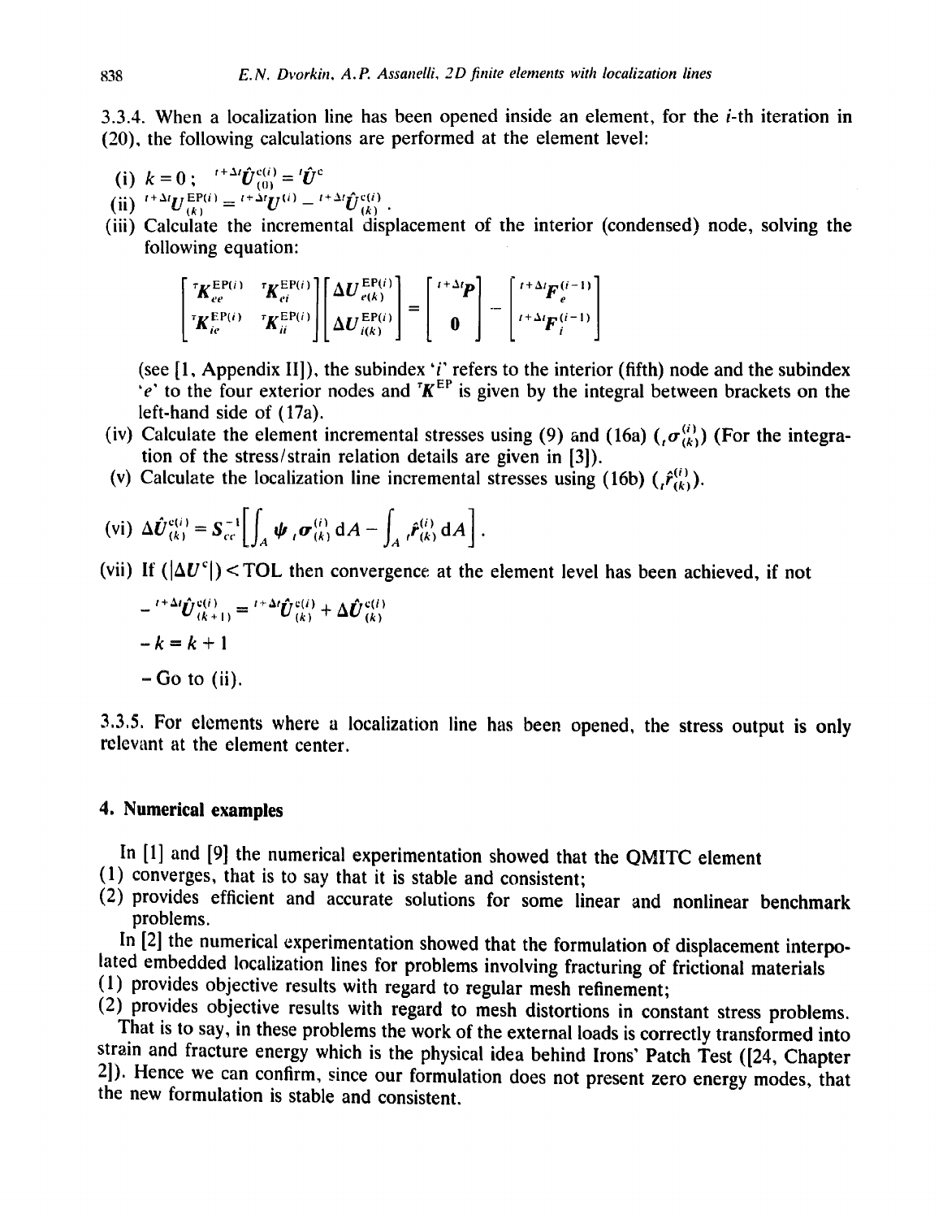3.3.4. When a localization line has been opened inside an element, for the $i$-th iteration in (20), the following calculations are performed at the element level:

(i) $k = 0$; ${}^{t+\Delta t}\hat{\boldsymbol{U}}^{c(i)}_{(0)} = {}^{t}\hat{\boldsymbol{U}}^{c}$

(ii) ${}^{t+\Delta t}\boldsymbol{U}^{EP(i)}_{(k)} = {}^{t+\Delta t}\boldsymbol{U}^{(i)} - {}^{t+\Delta t}\hat{\boldsymbol{U}}^{c(i)}_{(k)}$.

(iii) Calculate the incremental displacement of the interior (condensed) node, solving the following equation:

$$\begin{bmatrix} {}^{T}\boldsymbol{K}^{EP(i)}_{ee} & {}^{T}\boldsymbol{K}^{EP(i)}_{ei} \\ {}^{T}\boldsymbol{K}^{EP(i)}_{ie} & {}^{T}\boldsymbol{K}^{EP(i)}_{ii} \end{bmatrix} \begin{bmatrix} \Delta \boldsymbol{U}^{EP(i)}_{e(k)} \\ \Delta \boldsymbol{U}^{EP(i)}_{i(k)} \end{bmatrix} = \begin{bmatrix} {}^{t+\Delta t}\boldsymbol{P} \\ \boldsymbol{0} \end{bmatrix} - \begin{bmatrix} {}^{t+\Delta t}\boldsymbol{F}^{(i-1)}_{e} \\ {}^{t+\Delta t}\boldsymbol{F}^{(i-1)}_{i} \end{bmatrix}$$

(see [1, Appendix II]), the subindex '$i$' refers to the interior (fifth) node and the subindex '$e$' to the four exterior nodes and ${}^{T}\boldsymbol{K}^{EP}$ is given by the integral between brackets on the left-hand side of (17a).

(iv) Calculate the element incremental stresses using (9) and (16a) (${}_{t}\boldsymbol{\sigma}^{(i)}_{(k)}$) (For the integration of the stress/strain relation details are given in [3]).

(v) Calculate the localization line incremental stresses using (16b) (${}_{t}\hat{\boldsymbol{r}}^{(i)}_{(k)}$).

(vi) $\Delta \hat{\boldsymbol{U}}^{c(i)}_{(k)} = \boldsymbol{S}^{-1}_{cc}\Big[\int_A \boldsymbol{\psi}\, {}_{t}\boldsymbol{\sigma}^{(i)}_{(k)}\, \mathrm{d}A - \int_A {}_{t}\hat{\boldsymbol{r}}^{(i)}_{(k)}\, \mathrm{d}A\Big]$.

(vii) If $(|\Delta \boldsymbol{U}^{c}|) < \mathrm{TOL}$ then convergence at the element level has been achieved, if not

- ${}^{t+\Delta t}\hat{\boldsymbol{U}}^{c(i)}_{(k+1)} = {}^{t+\Delta t}\hat{\boldsymbol{U}}^{c(i)}_{(k)} + \Delta \hat{\boldsymbol{U}}^{c(i)}_{(k)}$
- $k = k + 1$
- Go to (ii).

3.3.5. For elements where a localization line has been opened, the stress output is only relevant at the element center.

## 4. Numerical examples

In [1] and [9] the numerical experimentation showed that the QMITC element

(1) converges, that is to say that it is stable and consistent;

(2) provides efficient and accurate solutions for some linear and nonlinear benchmark problems.

In [2] the numerical experimentation showed that the formulation of displacement interpolated embedded localization lines for problems involving fracturing of frictional materials

(1) provides objective results with regard to regular mesh refinement;

(2) provides objective results with regard to mesh distortions in constant stress problems.

That is to say, in these problems the work of the external loads is correctly transformed into strain and fracture energy which is the physical idea behind Irons' Patch Test ([24, Chapter 2]). Hence we can confirm, since our formulation does not present zero energy modes, that the new formulation is stable and consistent.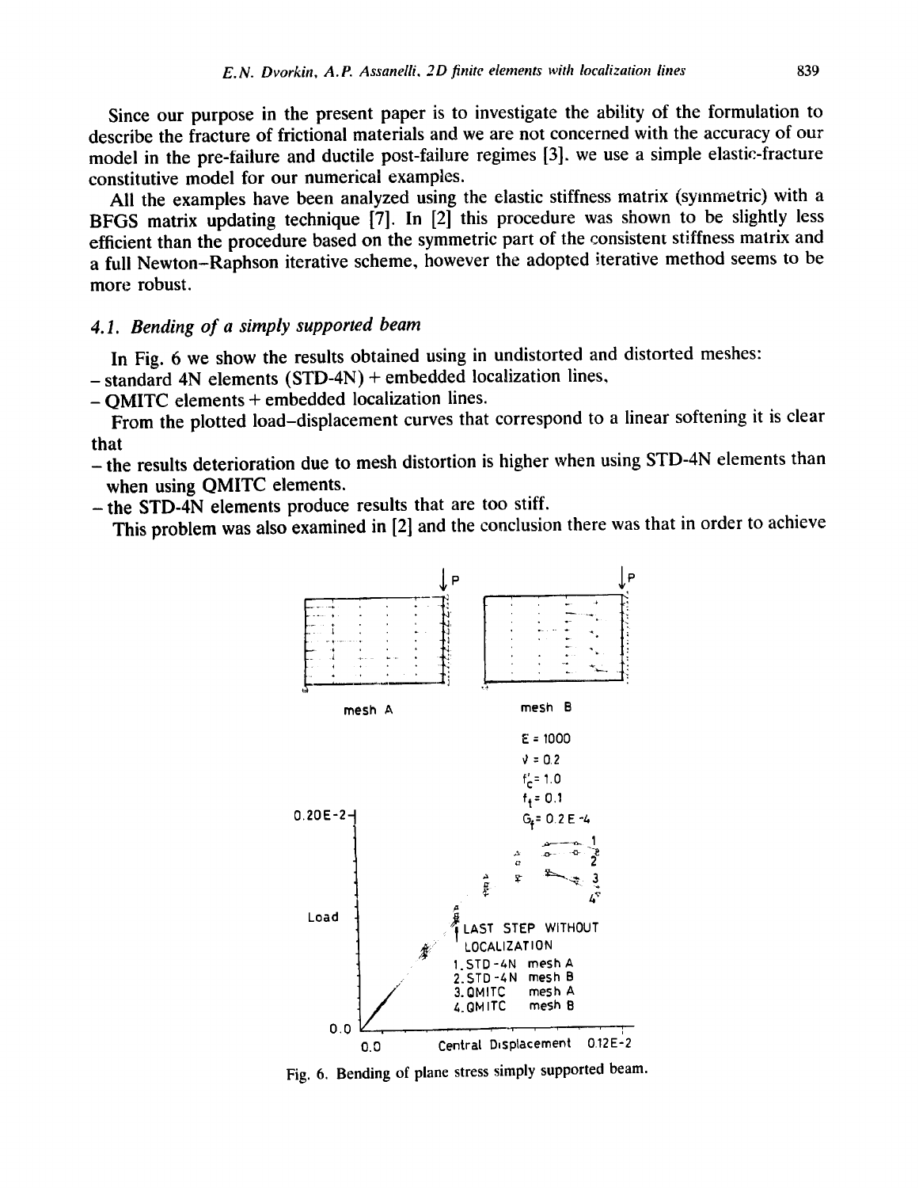Since our purpose in the present paper is to investigate the ability of the formulation to describe the fracture of frictional materials and we are not concerned with the accuracy of our model in the pre-failure and ductile post-failure regimes [3], we use a simple elastic-fracture constitutive model for our numerical examples.

All the examples have been analyzed using the elastic stiffness matrix (symmetric) with a BFGS matrix updating technique [7]. In [2] this procedure was shown to be slightly less efficient than the procedure based on the symmetric part of the consistent stiffness matrix and a full Newton–Raphson iterative scheme, however the adopted iterative method seems to be more robust.

### 4.1. *Bending of a simply supported beam*

In Fig. 6 we show the results obtained using in undistorted and distorted meshes:

- standard 4N elements (STD-4N) + embedded localization lines,
- QMITC elements + embedded localization lines.

From the plotted load–displacement curves that correspond to a linear softening it is clear that

- the results deterioration due to mesh distortion is higher when using STD-4N elements than when using QMITC elements.
- the STD-4N elements produce results that are too stiff.

This problem was also examined in [2] and the conclusion there was that in order to achieve

Fig. 6. Bending of plane stress simply supported beam.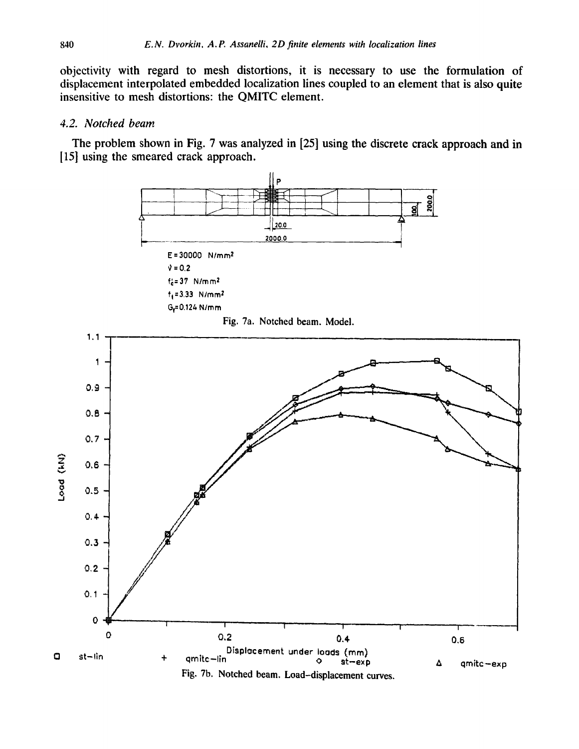objectivity with regard to mesh distortions, it is necessary to use the formulation of displacement interpolated embedded localization lines coupled to an element that is also quite insensitive to mesh distortions: the QMITC element.

### 4.2. Notched beam

The problem shown in Fig. 7 was analyzed in [25] using the discrete crack approach and in [15] using the smeared crack approach.

$E = 30000$ N/mm$^2$

$\nu = 0.2$

$f_c' = 37$ N/mm$^2$

$f_t = 3.33$ N/mm$^2$

$G_f = 0.124$ N/mm

Fig. 7a. Notched beam. Model.

Fig. 7b. Notched beam. Load–displacement curves.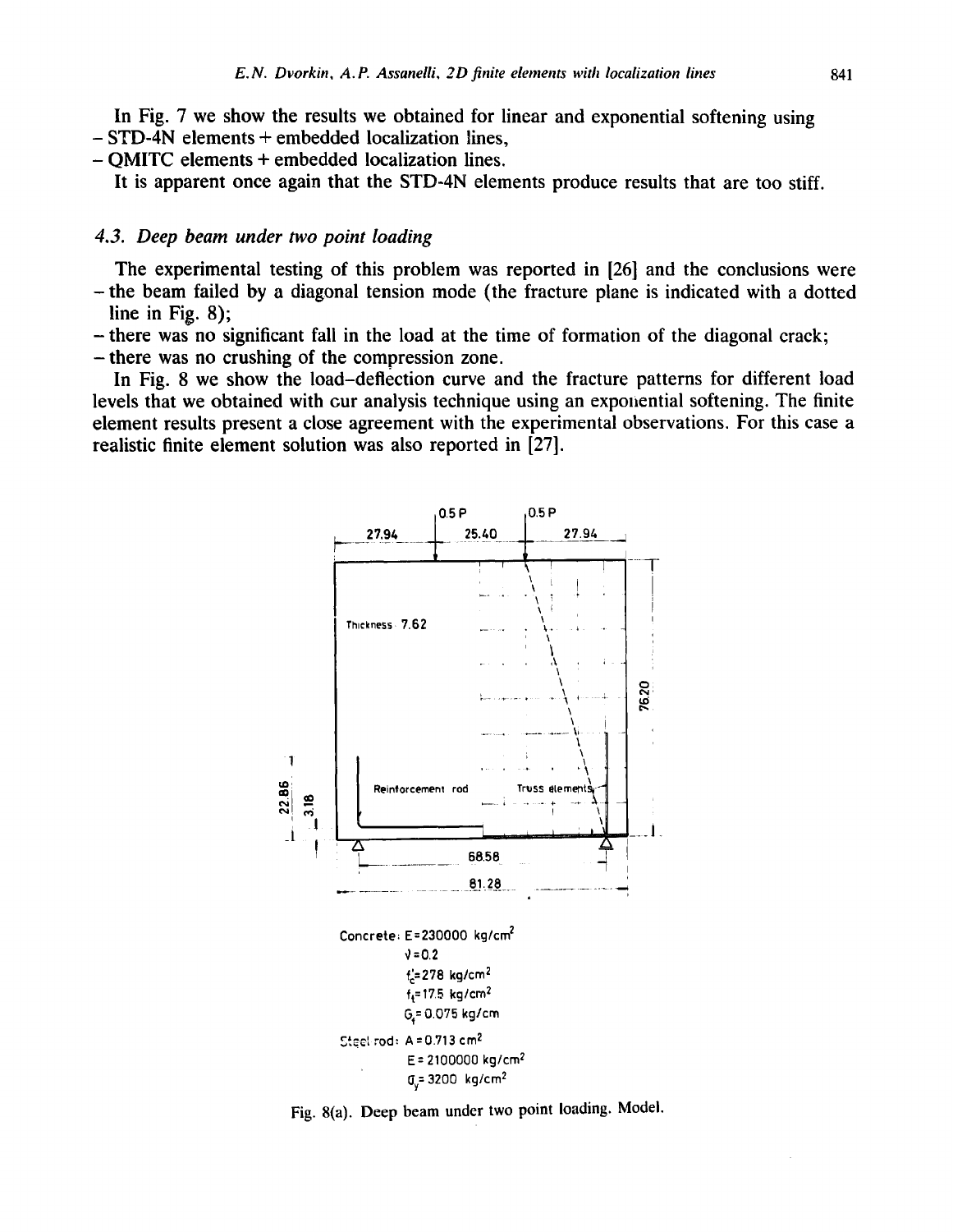In Fig. 7 we show the results we obtained for linear and exponential softening using
- STD-4N elements + embedded localization lines,
- QMITC elements + embedded localization lines.

It is apparent once again that the STD-4N elements produce results that are too stiff.

### 4.3. Deep beam under two point loading

The experimental testing of this problem was reported in [26] and the conclusions were
- the beam failed by a diagonal tension mode (the fracture plane is indicated with a dotted line in Fig. 8);
- there was no significant fall in the load at the time of formation of the diagonal crack;
- there was no crushing of the compression zone.

In Fig. 8 we show the load–deflection curve and the fracture patterns for different load levels that we obtained with our analysis technique using an exponential softening. The finite element results present a close agreement with the experimental observations. For this case a realistic finite element solution was also reported in [27].

Concrete: $E = 230000\ \text{kg/cm}^2$
$\nu = 0.2$
$f_c' = 278\ \text{kg/cm}^2$
$f_t = 17.5\ \text{kg/cm}^2$
$G_f = 0.075\ \text{kg/cm}$

Steel rod: $A = 0.713\ \text{cm}^2$
$E = 2100000\ \text{kg/cm}^2$
$\sigma_y = 3200\ \text{kg/cm}^2$

Fig. 8(a). Deep beam under two point loading. Model.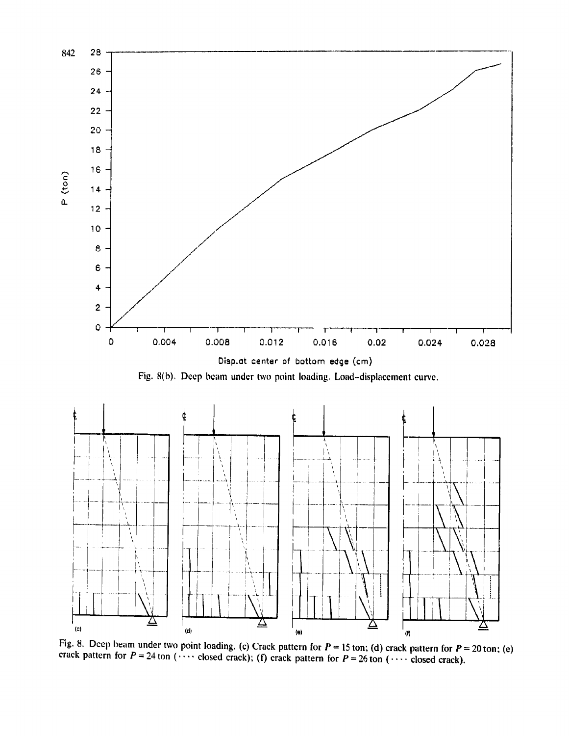Fig. 8(b). Deep beam under two point loading. Load–displacement curve.

Fig. 8. Deep beam under two point loading. (c) Crack pattern for $P = 15$ ton; (d) crack pattern for $P = 20$ ton; (e) crack pattern for $P = 24$ ton (···· closed crack); (f) crack pattern for $P = 26$ ton (···· closed crack).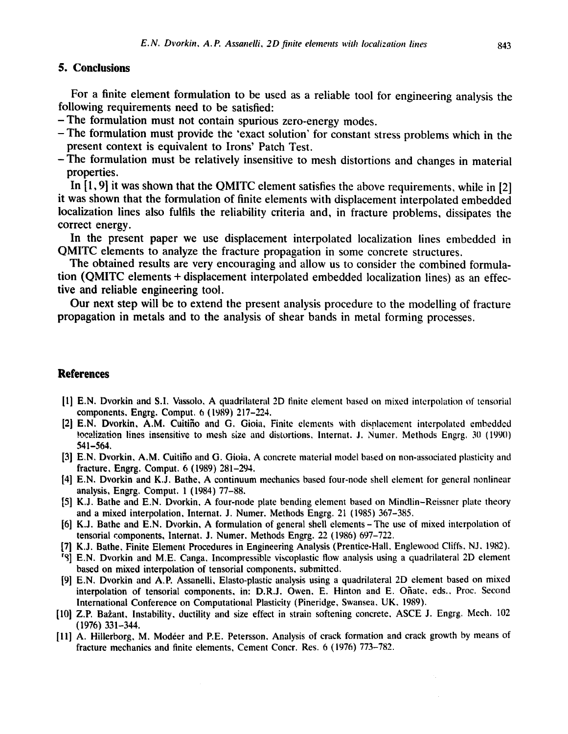## 5. Conclusions

For a finite element formulation to be used as a reliable tool for engineering analysis the following requirements need to be satisfied:

- The formulation must not contain spurious zero-energy modes.
- The formulation must provide the 'exact solution' for constant stress problems which in the present context is equivalent to Irons' Patch Test.
- The formulation must be relatively insensitive to mesh distortions and changes in material properties.

In [1, 9] it was shown that the QMITC element satisfies the above requirements, while in [2] it was shown that the formulation of finite elements with displacement interpolated embedded localization lines also fulfils the reliability criteria and, in fracture problems, dissipates the correct energy.

In the present paper we use displacement interpolated localization lines embedded in QMITC elements to analyze the fracture propagation in some concrete structures.

The obtained results are very encouraging and allow us to consider the combined formulation (QMITC elements + displacement interpolated embedded localization lines) as an effective and reliable engineering tool.

Our next step will be to extend the present analysis procedure to the modelling of fracture propagation in metals and to the analysis of shear bands in metal forming processes.

## References

[1] E.N. Dvorkin and S.I. Vassolo, A quadrilateral 2D finite element based on mixed interpolation of tensorial components, Engrg. Comput. 6 (1989) 217–224.

[2] E.N. Dvorkin, A.M. Cuitiño and G. Gioia, Finite elements with displacement interpolated embedded localization lines insensitive to mesh size and distortions, Internat. J. Numer. Methods Engrg. 30 (1990) 541–564.

[3] E.N. Dvorkin, A.M. Cuitiño and G. Gioia, A concrete material model based on non-associated plasticity and fracture, Engrg. Comput. 6 (1989) 281–294.

[4] E.N. Dvorkin and K.J. Bathe, A continuum mechanics based four-node shell element for general nonlinear analysis, Engrg. Comput. 1 (1984) 77–88.

[5] K.J. Bathe and E.N. Dvorkin, A four-node plate bending element based on Mindlin–Reissner plate theory and a mixed interpolation, Internat. J. Numer. Methods Engrg. 21 (1985) 367–385.

[6] K.J. Bathe and E.N. Dvorkin, A formulation of general shell elements – The use of mixed interpolation of tensorial components, Internat. J. Numer. Methods Engrg. 22 (1986) 697–722.

[7] K.J. Bathe, Finite Element Procedures in Engineering Analysis (Prentice-Hall, Englewood Cliffs, NJ, 1982).

[8] E.N. Dvorkin and M.E. Canga, Incompressible viscoplastic flow analysis using a quadrilateral 2D element based on mixed interpolation of tensorial components, submitted.

[9] E.N. Dvorkin and A.P. Assanelli, Elasto-plastic analysis using a quadrilateral 2D element based on mixed interpolation of tensorial components, in: D.R.J. Owen, E. Hinton and E. Oñate, eds., Proc. Second International Conference on Computational Plasticity (Pineridge, Swansea, UK, 1989).

[10] Z.P. Bažant, Instability, ductility and size effect in strain softening concrete, ASCE J. Engrg. Mech. 102 (1976) 331–344.

[11] A. Hillerborg, M. Modéer and P.E. Petersson, Analysis of crack formation and crack growth by means of fracture mechanics and finite elements, Cement Concr. Res. 6 (1976) 773–782.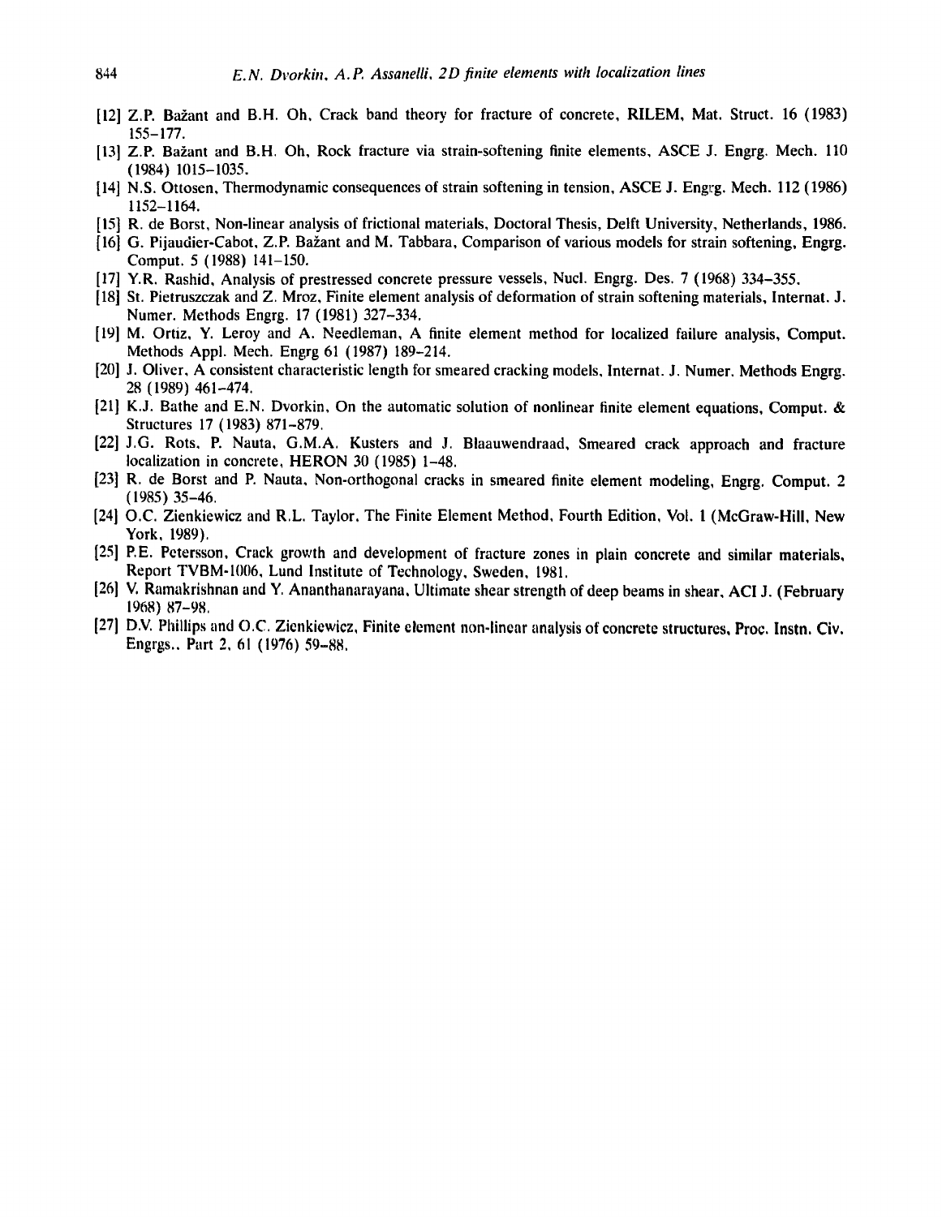[12] Z.P. Bažant and B.H. Oh, Crack band theory for fracture of concrete, RILEM, Mat. Struct. 16 (1983) 155–177.

[13] Z.P. Bažant and B.H. Oh, Rock fracture via strain-softening finite elements, ASCE J. Engrg. Mech. 110 (1984) 1015–1035.

[14] N.S. Ottosen, Thermodynamic consequences of strain softening in tension, ASCE J. Engrg. Mech. 112 (1986) 1152–1164.

[15] R. de Borst, Non-linear analysis of frictional materials, Doctoral Thesis, Delft University, Netherlands, 1986.

[16] G. Pijaudier-Cabot, Z.P. Bažant and M. Tabbara, Comparison of various models for strain softening, Engrg. Comput. 5 (1988) 141–150.

[17] Y.R. Rashid, Analysis of prestressed concrete pressure vessels, Nucl. Engrg. Des. 7 (1968) 334–355.

[18] St. Pietruszczak and Z. Mroz, Finite element analysis of deformation of strain softening materials, Internat. J. Numer. Methods Engrg. 17 (1981) 327–334.

[19] M. Ortiz, Y. Leroy and A. Needleman, A finite element method for localized failure analysis, Comput. Methods Appl. Mech. Engrg 61 (1987) 189–214.

[20] J. Oliver, A consistent characteristic length for smeared cracking models, Internat. J. Numer. Methods Engrg. 28 (1989) 461–474.

[21] K.J. Bathe and E.N. Dvorkin, On the automatic solution of nonlinear finite element equations, Comput. & Structures 17 (1983) 871–879.

[22] J.G. Rots, P. Nauta, G.M.A. Kusters and J. Blaauwendraad, Smeared crack approach and fracture localization in concrete, HERON 30 (1985) 1–48.

[23] R. de Borst and P. Nauta, Non-orthogonal cracks in smeared finite element modeling, Engrg. Comput. 2 (1985) 35–46.

[24] O.C. Zienkiewicz and R.L. Taylor, The Finite Element Method, Fourth Edition, Vol. 1 (McGraw-Hill, New York, 1989).

[25] P.E. Petersson, Crack growth and development of fracture zones in plain concrete and similar materials, Report TVBM-1006, Lund Institute of Technology, Sweden, 1981.

[26] V. Ramakrishnan and Y. Ananthanarayana, Ultimate shear strength of deep beams in shear, ACI J. (February 1968) 87–98.

[27] D.V. Phillips and O.C. Zienkiewicz, Finite element non-linear analysis of concrete structures, Proc. Instn. Civ. Engrgs., Part 2, 61 (1976) 59–88.